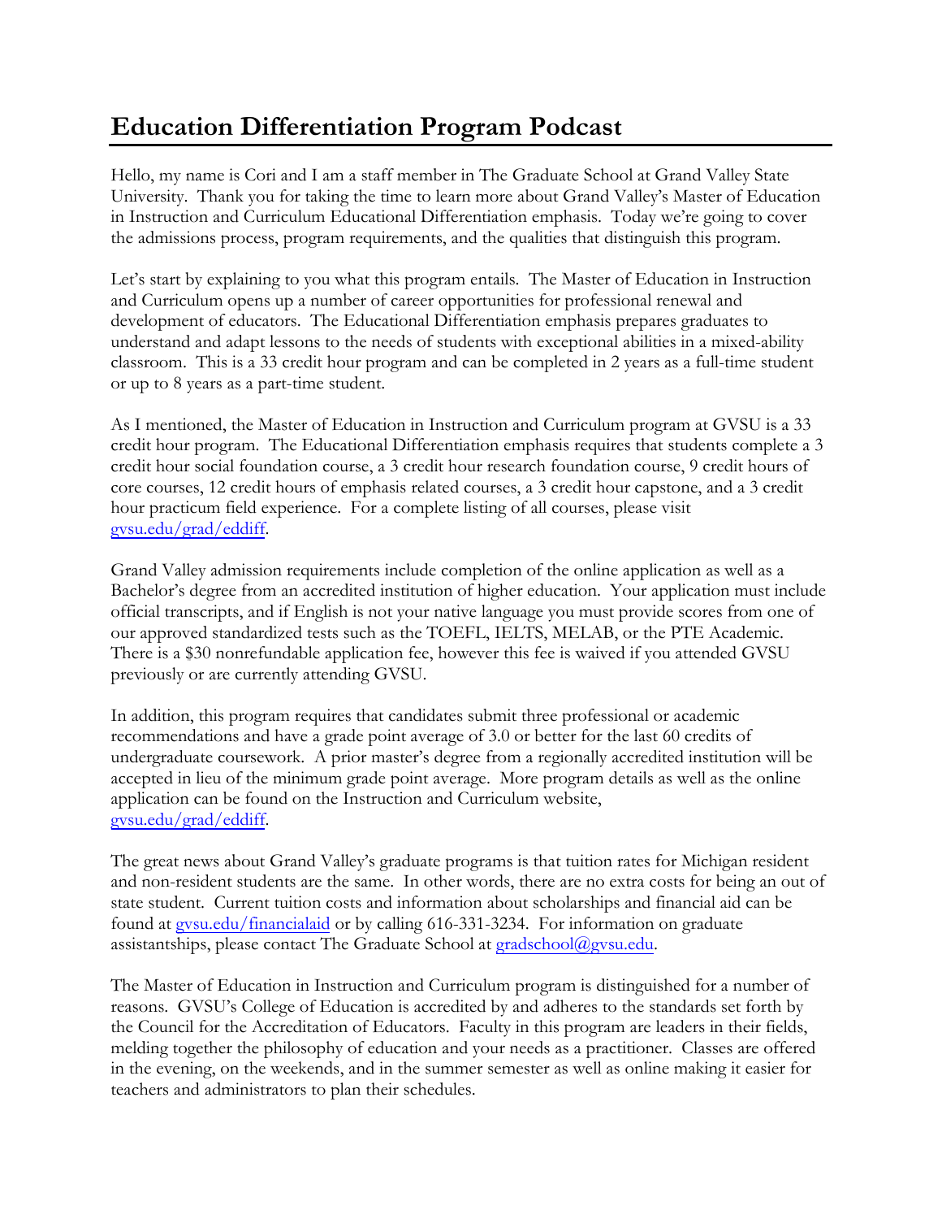# Education Differentiation Program Podcast

Hello, my name is Cori and I am a staff member in The Graduate School at Grand Valley State University. Thank you for taking the time to learn more about Grand Valley's Master of Education in Instruction and Curriculum Educational Differentiation emphasis. Today we're going to cover the admissions process, program requirements, and the qualities that distinguish this program.

Let's start by explaining to you what this program entails. The Master of Education in Instruction and Curriculum opens up a number of career opportunities for professional renewal and development of educators. The Educational Differentiation emphasis prepares graduates to understand and adapt lessons to the needs of students with exceptional abilities in a mixed-ability classroom. This is a 33 credit hour program and can be completed in 2 years as a full-time student or up to 8 years as a part-time student.

As I mentioned, the Master of Education in Instruction and Curriculum program at GVSU is a 33 credit hour program. The Educational Differentiation emphasis requires that students complete a 3 credit hour social foundation course, a 3 credit hour research foundation course, 9 credit hours of core courses, 12 credit hours of emphasis related courses, a 3 credit hour capstone, and a 3 credit hour practicum field experience. For a complete listing of all courses, please visit [gvsu.edu/grad/eddiff](gvsu.edu/grad/eddiff).

Grand Valley admission requirements include completion of the online application as well as a Bachelor's degree from an accredited institution of higher education. Your application must include official transcripts, and if English is not your native language you must provide scores from one of our approved standardized tests such as the TOEFL, IELTS, MELAB, or the PTE Academic. There is a $30 nonrefundable application fee, however this fee is waived if you attended GVSU previously or are currently attending GVSU.

In addition, this program requires that candidates submit three professional or academic recommendations and have a grade point average of 3.0 or better for the last 60 credits of undergraduate coursework. A prior master's degree from a regionally accredited institution will be accepted in lieu of the minimum grade point average. More program details as well as the online application can be found on the Instruction and Curriculum website, [gvsu.edu/grad/eddiff](gvsu.edu/grad/eddiff).

The great news about Grand Valley's graduate programs is that tuition rates for Michigan resident and non-resident students are the same. In other words, there are no extra costs for being an out of state student. Current tuition costs and information about scholarships and financial aid can be found at [gvsu.edu/financialaid](gvsu.edu/financialaid) or by calling 616-331-3234. For information on graduate assistantships, please contact The Graduate School at [gradschool@gvsu.edu](mailto:gradschool@gvsu.edu).

The Master of Education in Instruction and Curriculum program is distinguished for a number of reasons. GVSU's College of Education is accredited by and adheres to the standards set forth by the Council for the Accreditation of Educators. Faculty in this program are leaders in their fields, melding together the philosophy of education and your needs as a practitioner. Classes are offered in the evening, on the weekends, and in the summer semester as well as online making it easier for teachers and administrators to plan their schedules.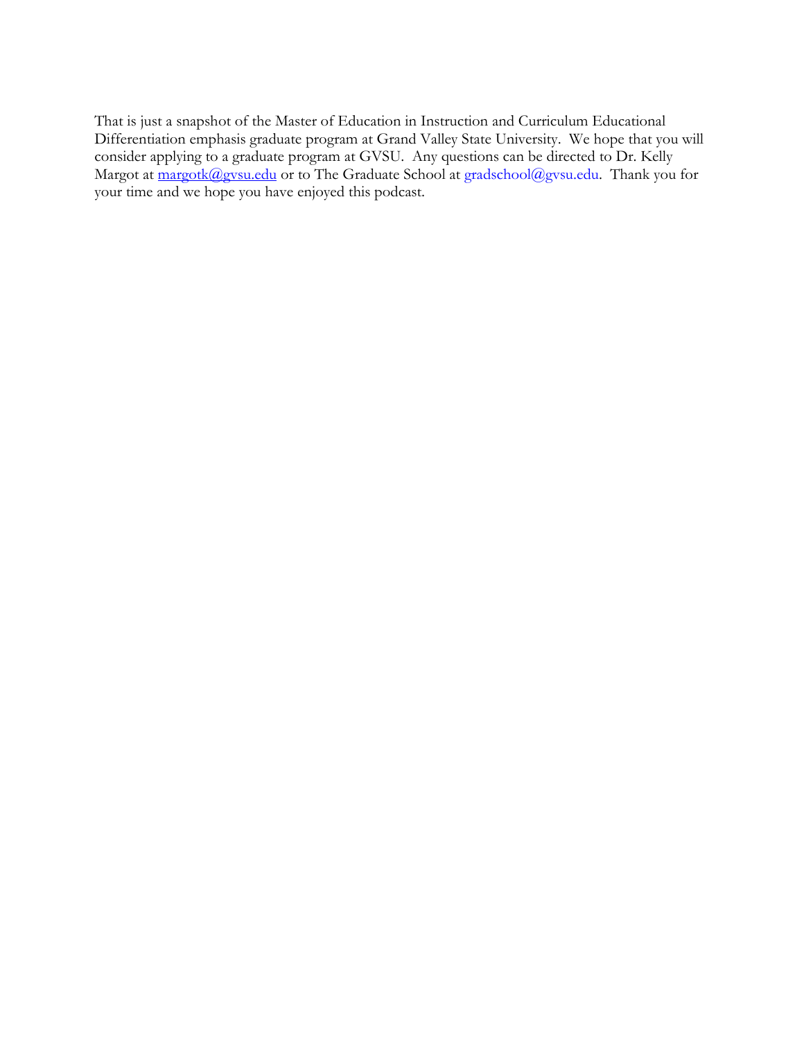That is just a snapshot of the Master of Education in Instruction and Curriculum Educational Differentiation emphasis graduate program at Grand Valley State University. We hope that you will consider applying to a graduate program at GVSU. Any questions can be directed to Dr. Kelly Margot at margotk@gvsu.edu or to The Graduate School at gradschool@gvsu.edu. Thank you for your time and we hope you have enjoyed this podcast.